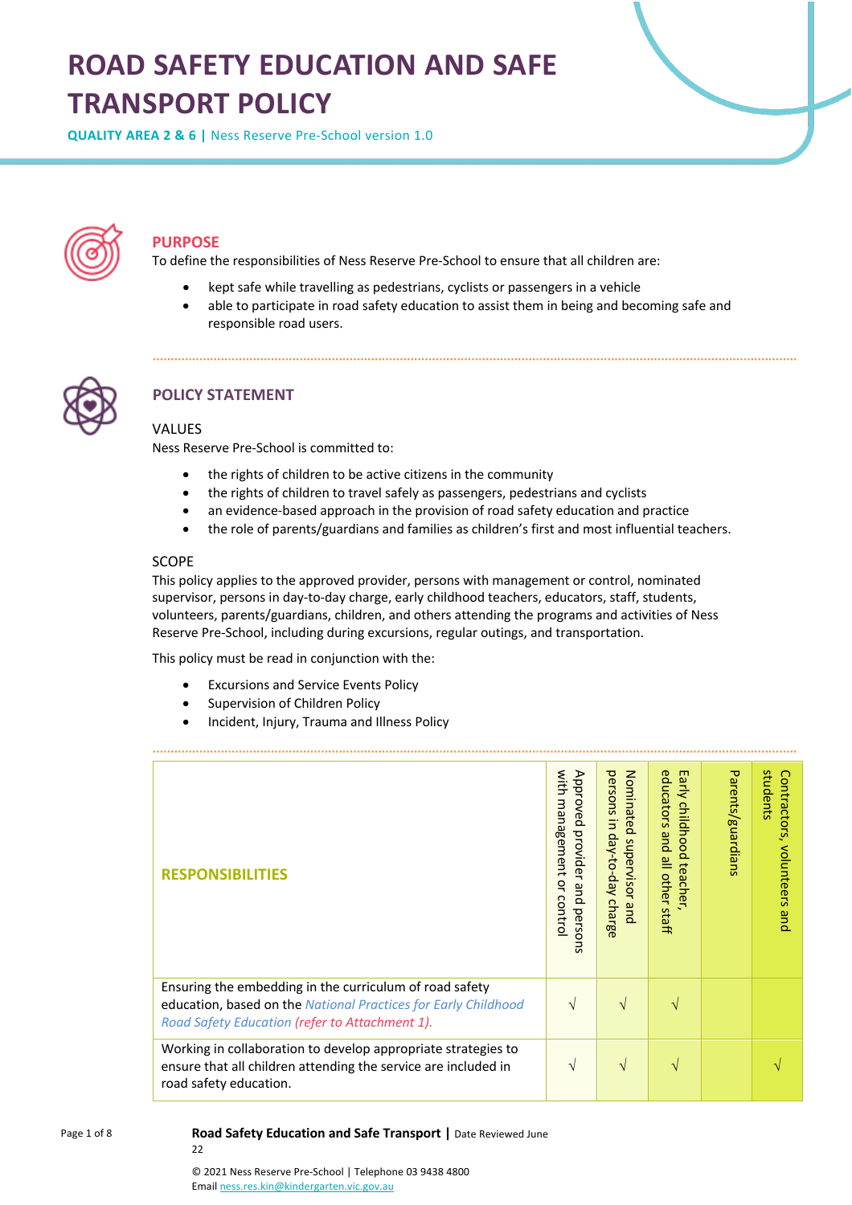# ROAD SAFETY EDUCATION AND SAFE TRANSPORT POLICY

**QUALITY AREA 2 & 6 |** Ness Reserve Pre-School version 1.0

## PURPOSE

To define the responsibilities of Ness Reserve Pre-School to ensure that all children are:

- kept safe while travelling as pedestrians, cyclists or passengers in a vehicle
- able to participate in road safety education to assist them in being and becoming safe and responsible road users.

## POLICY STATEMENT

### VALUES

Ness Reserve Pre-School is committed to:

- the rights of children to be active citizens in the community
- the rights of children to travel safely as passengers, pedestrians and cyclists
- an evidence-based approach in the provision of road safety education and practice
- the role of parents/guardians and families as children's first and most influential teachers.

### SCOPE

This policy applies to the approved provider, persons with management or control, nominated supervisor, persons in day-to-day charge, early childhood teachers, educators, staff, students, volunteers, parents/guardians, children, and others attending the programs and activities of Ness Reserve Pre-School, including during excursions, regular outings, and transportation.

This policy must be read in conjunction with the:

- Excursions and Service Events Policy
- Supervision of Children Policy
- Incident, Injury, Trauma and Illness Policy

| RESPONSIBILITIES | Approved provider and persons with management or control | Nominated supervisor and persons in day-to-day charge | Early childhood teacher, educators and all other staff | Parents/guardians | Contractors, volunteers and students |
|---|---|---|---|---|---|
| Ensuring the embedding in the curriculum of road safety education, based on the *National Practices for Early Childhood Road Safety Education (refer to Attachment 1).* | √ | √ | √ | | |
| Working in collaboration to develop appropriate strategies to ensure that all children attending the service are included in road safety education. | √ | √ | √ | | √ |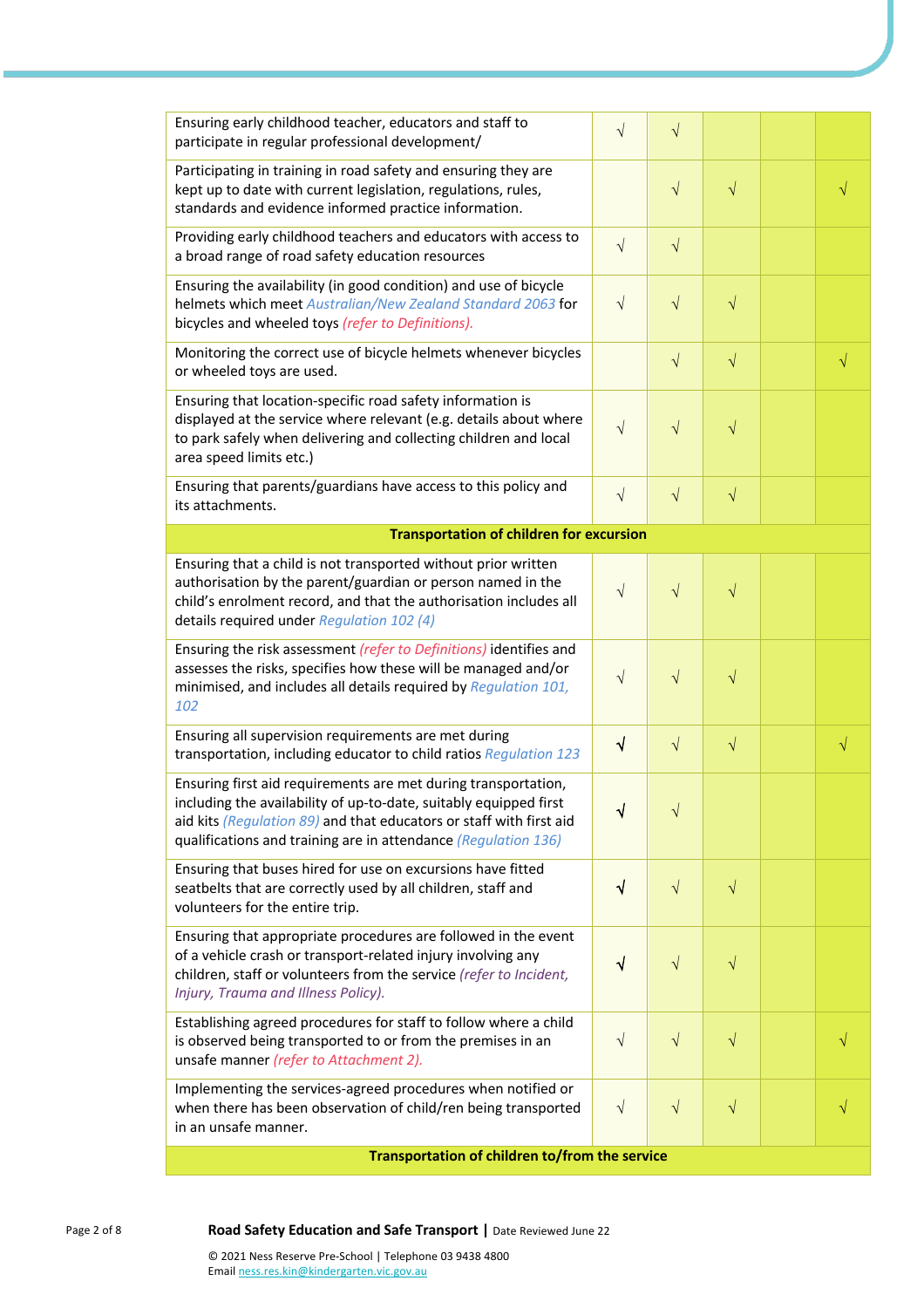| | | | | | |
|---|---|---|---|---|---|
| Ensuring early childhood teacher, educators and staff to participate in regular professional development/ | √ | √ | | | |
| Participating in training in road safety and ensuring they are kept up to date with current legislation, regulations, rules, standards and evidence informed practice information. | | √ | √ | | √ |
| Providing early childhood teachers and educators with access to a broad range of road safety education resources | √ | √ | | | |
| Ensuring the availability (in good condition) and use of bicycle helmets which meet *Australian/New Zealand Standard 2063* for bicycles and wheeled toys *(refer to Definitions).* | √ | √ | √ | | |
| Monitoring the correct use of bicycle helmets whenever bicycles or wheeled toys are used. | | √ | √ | | √ |
| Ensuring that location-specific road safety information is displayed at the service where relevant (e.g. details about where to park safely when delivering and collecting children and local area speed limits etc.) | √ | √ | √ | | |
| Ensuring that parents/guardians have access to this policy and its attachments. | √ | √ | √ | | |
| **Transportation of children for excursion** | | | | | |
| Ensuring that a child is not transported without prior written authorisation by the parent/guardian or person named in the child's enrolment record, and that the authorisation includes all details required under *Regulation 102 (4)* | √ | √ | √ | | |
| Ensuring the risk assessment *(refer to Definitions)* identifies and assesses the risks, specifies how these will be managed and/or minimised, and includes all details required by *Regulation 101, 102* | √ | √ | √ | | |
| Ensuring all supervision requirements are met during transportation, including educator to child ratios *Regulation 123* | √ | √ | √ | | √ |
| Ensuring first aid requirements are met during transportation, including the availability of up-to-date, suitably equipped first aid kits *(Regulation 89)* and that educators or staff with first aid qualifications and training are in attendance *(Regulation 136)* | √ | √ | | | |
| Ensuring that buses hired for use on excursions have fitted seatbelts that are correctly used by all children, staff and volunteers for the entire trip. | √ | √ | √ | | |
| Ensuring that appropriate procedures are followed in the event of a vehicle crash or transport-related injury involving any children, staff or volunteers from the service *(refer to Incident, Injury, Trauma and Illness Policy).* | √ | √ | √ | | |
| Establishing agreed procedures for staff to follow where a child is observed being transported to or from the premises in an unsafe manner *(refer to Attachment 2).* | √ | √ | √ | | √ |
| Implementing the services-agreed procedures when notified or when there has been observation of child/ren being transported in an unsafe manner. | √ | √ | √ | | √ |
| **Transportation of children to/from the service** | | | | | |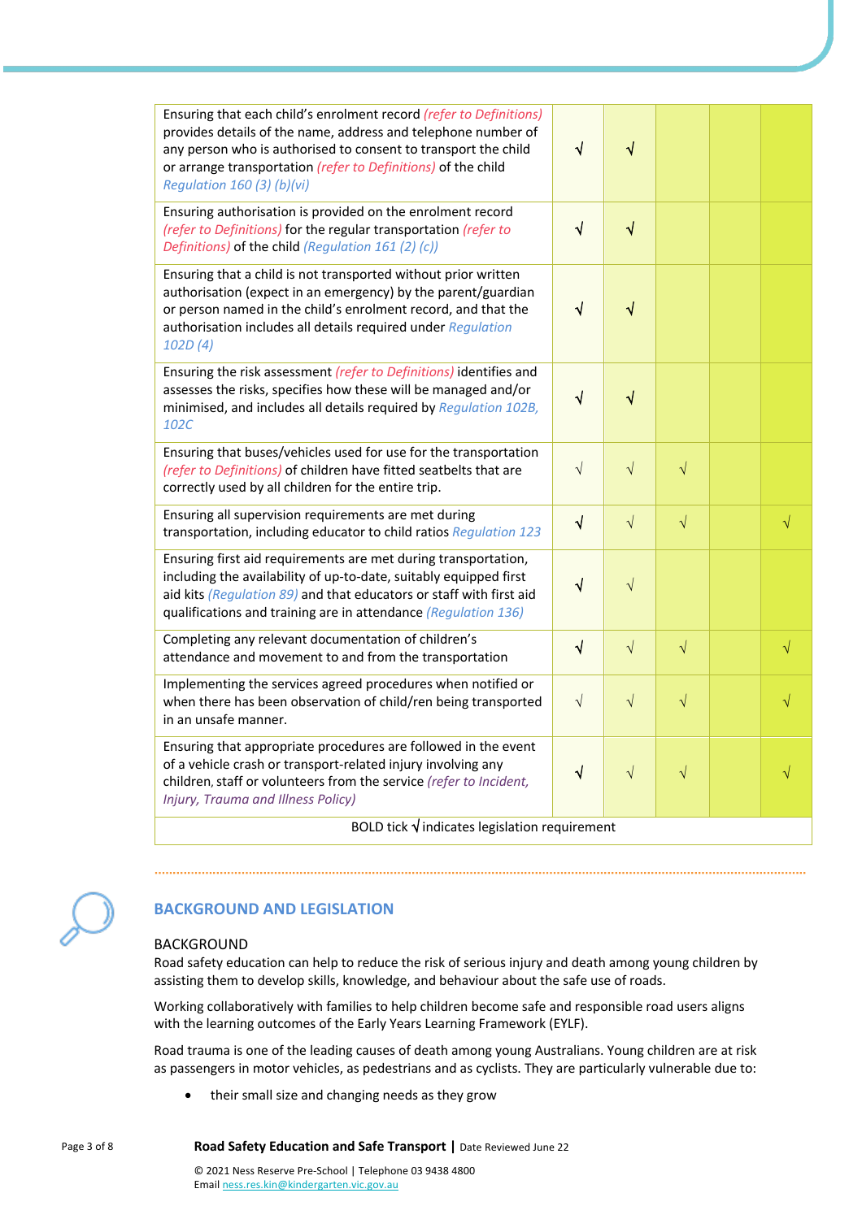| | | | | | |
|---|---|---|---|---|---|
| Ensuring that each child's enrolment record *(refer to Definitions)* provides details of the name, address and telephone number of any person who is authorised to consent to transport the child or arrange transportation *(refer to Definitions)* of the child *Regulation 160 (3) (b)(vi)* | **√** | **√** | | | |
| Ensuring authorisation is provided on the enrolment record *(refer to Definitions)* for the regular transportation *(refer to Definitions)* of the child *(Regulation 161 (2) (c))* | **√** | **√** | | | |
| Ensuring that a child is not transported without prior written authorisation (expect in an emergency) by the parent/guardian or person named in the child's enrolment record, and that the authorisation includes all details required under *Regulation 102D (4)* | **√** | **√** | | | |
| Ensuring the risk assessment *(refer to Definitions)* identifies and assesses the risks, specifies how these will be managed and/or minimised, and includes all details required by *Regulation 102B, 102C* | **√** | **√** | | | |
| Ensuring that buses/vehicles used for use for the transportation *(refer to Definitions)* of children have fitted seatbelts that are correctly used by all children for the entire trip. | √ | √ | √ | | |
| Ensuring all supervision requirements are met during transportation, including educator to child ratios *Regulation 123* | **√** | √ | √ | | √ |
| Ensuring first aid requirements are met during transportation, including the availability of up-to-date, suitably equipped first aid kits *(Regulation 89)* and that educators or staff with first aid qualifications and training are in attendance *(Regulation 136)* | **√** | √ | | | |
| Completing any relevant documentation of children's attendance and movement to and from the transportation | **√** | √ | √ | | √ |
| Implementing the services agreed procedures when notified or when there has been observation of child/ren being transported in an unsafe manner. | √ | √ | √ | | √ |
| Ensuring that appropriate procedures are followed in the event of a vehicle crash or transport-related injury involving any children, staff or volunteers from the service *(refer to Incident, Injury, Trauma and Illness Policy)* | **√** | √ | √ | | √ |
| BOLD tick **√** indicates legislation requirement | | | | | |

## BACKGROUND AND LEGISLATION

### BACKGROUND

Road safety education can help to reduce the risk of serious injury and death among young children by assisting them to develop skills, knowledge, and behaviour about the safe use of roads.

Working collaboratively with families to help children become safe and responsible road users aligns with the learning outcomes of the Early Years Learning Framework (EYLF).

Road trauma is one of the leading causes of death among young Australians. Young children are at risk as passengers in motor vehicles, as pedestrians and as cyclists. They are particularly vulnerable due to:

- their small size and changing needs as they grow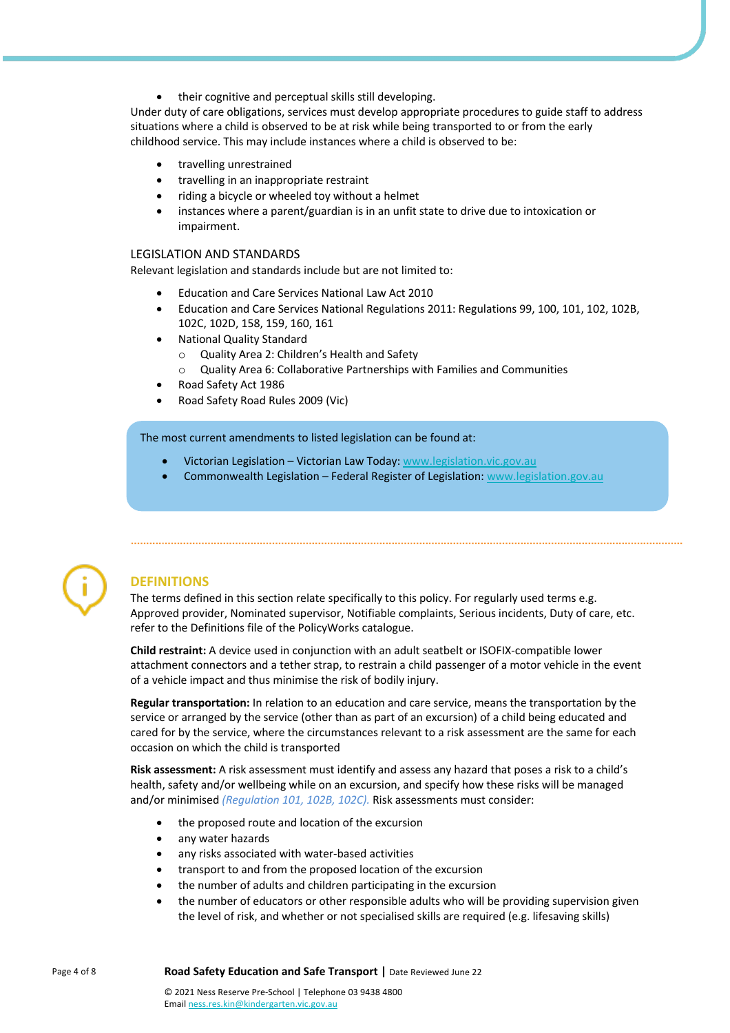- their cognitive and perceptual skills still developing.

Under duty of care obligations, services must develop appropriate procedures to guide staff to address situations where a child is observed to be at risk while being transported to or from the early childhood service. This may include instances where a child is observed to be:

- travelling unrestrained
- travelling in an inappropriate restraint
- riding a bicycle or wheeled toy without a helmet
- instances where a parent/guardian is in an unfit state to drive due to intoxication or impairment.

### LEGISLATION AND STANDARDS

Relevant legislation and standards include but are not limited to:

- Education and Care Services National Law Act 2010
- Education and Care Services National Regulations 2011: Regulations 99, 100, 101, 102, 102B, 102C, 102D, 158, 159, 160, 161
- National Quality Standard
  - Quality Area 2: Children's Health and Safety
  - Quality Area 6: Collaborative Partnerships with Families and Communities
- Road Safety Act 1986
- Road Safety Road Rules 2009 (Vic)

The most current amendments to listed legislation can be found at:

- Victorian Legislation – Victorian Law Today: www.legislation.vic.gov.au
- Commonwealth Legislation – Federal Register of Legislation: www.legislation.gov.au

## DEFINITIONS

The terms defined in this section relate specifically to this policy. For regularly used terms e.g. Approved provider, Nominated supervisor, Notifiable complaints, Serious incidents, Duty of care, etc. refer to the Definitions file of the PolicyWorks catalogue.

**Child restraint:** A device used in conjunction with an adult seatbelt or ISOFIX-compatible lower attachment connectors and a tether strap, to restrain a child passenger of a motor vehicle in the event of a vehicle impact and thus minimise the risk of bodily injury.

**Regular transportation:** In relation to an education and care service, means the transportation by the service or arranged by the service (other than as part of an excursion) of a child being educated and cared for by the service, where the circumstances relevant to a risk assessment are the same for each occasion on which the child is transported

**Risk assessment:** A risk assessment must identify and assess any hazard that poses a risk to a child's health, safety and/or wellbeing while on an excursion, and specify how these risks will be managed and/or minimised *(Regulation 101, 102B, 102C).* Risk assessments must consider:

- the proposed route and location of the excursion
- any water hazards
- any risks associated with water-based activities
- transport to and from the proposed location of the excursion
- the number of adults and children participating in the excursion
- the number of educators or other responsible adults who will be providing supervision given the level of risk, and whether or not specialised skills are required (e.g. lifesaving skills)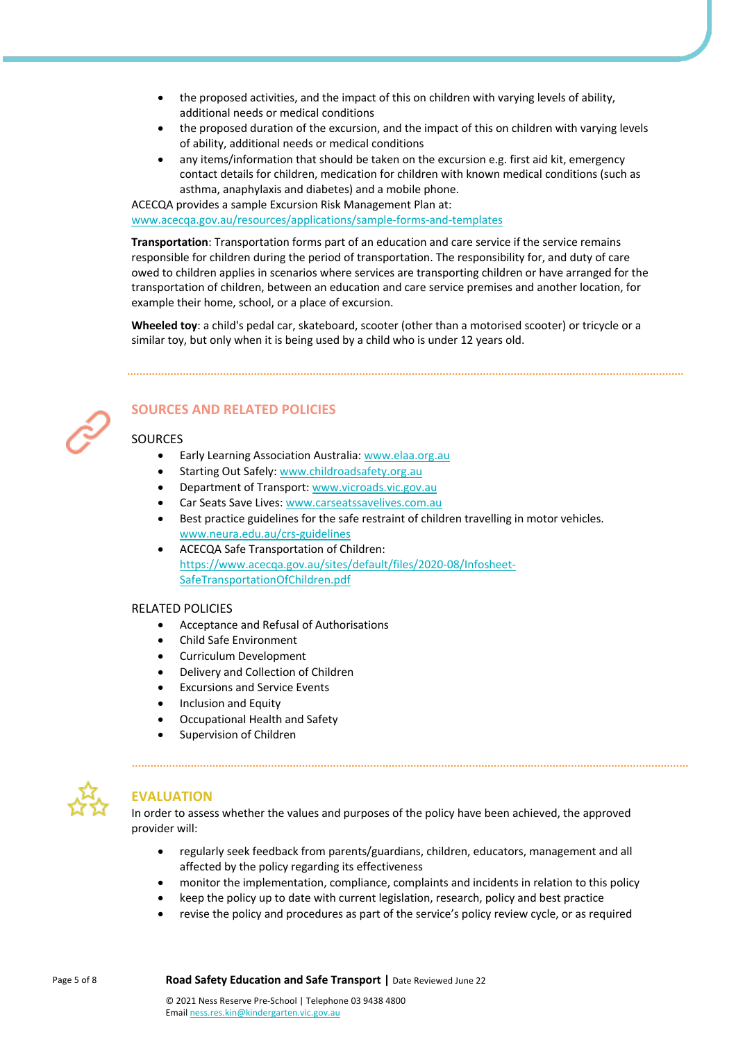- the proposed activities, and the impact of this on children with varying levels of ability, additional needs or medical conditions
- the proposed duration of the excursion, and the impact of this on children with varying levels of ability, additional needs or medical conditions
- any items/information that should be taken on the excursion e.g. first aid kit, emergency contact details for children, medication for children with known medical conditions (such as asthma, anaphylaxis and diabetes) and a mobile phone.

ACECQA provides a sample Excursion Risk Management Plan at: www.acecqa.gov.au/resources/applications/sample-forms-and-templates

**Transportation**: Transportation forms part of an education and care service if the service remains responsible for children during the period of transportation. The responsibility for, and duty of care owed to children applies in scenarios where services are transporting children or have arranged for the transportation of children, between an education and care service premises and another location, for example their home, school, or a place of excursion.

**Wheeled toy**: a child's pedal car, skateboard, scooter (other than a motorised scooter) or tricycle or a similar toy, but only when it is being used by a child who is under 12 years old.

## SOURCES AND RELATED POLICIES

### SOURCES

- Early Learning Association Australia: www.elaa.org.au
- Starting Out Safely: www.childroadsafety.org.au
- Department of Transport: www.vicroads.vic.gov.au
- Car Seats Save Lives: www.carseatssavelives.com.au
- Best practice guidelines for the safe restraint of children travelling in motor vehicles. www.neura.edu.au/crs-guidelines
- ACECQA Safe Transportation of Children: https://www.acecqa.gov.au/sites/default/files/2020-08/Infosheet-SafeTransportationOfChildren.pdf

### RELATED POLICIES

- Acceptance and Refusal of Authorisations
- Child Safe Environment
- Curriculum Development
- Delivery and Collection of Children
- Excursions and Service Events
- Inclusion and Equity
- Occupational Health and Safety
- Supervision of Children

## EVALUATION

In order to assess whether the values and purposes of the policy have been achieved, the approved provider will:

- regularly seek feedback from parents/guardians, children, educators, management and all affected by the policy regarding its effectiveness
- monitor the implementation, compliance, complaints and incidents in relation to this policy
- keep the policy up to date with current legislation, research, policy and best practice
- revise the policy and procedures as part of the service's policy review cycle, or as required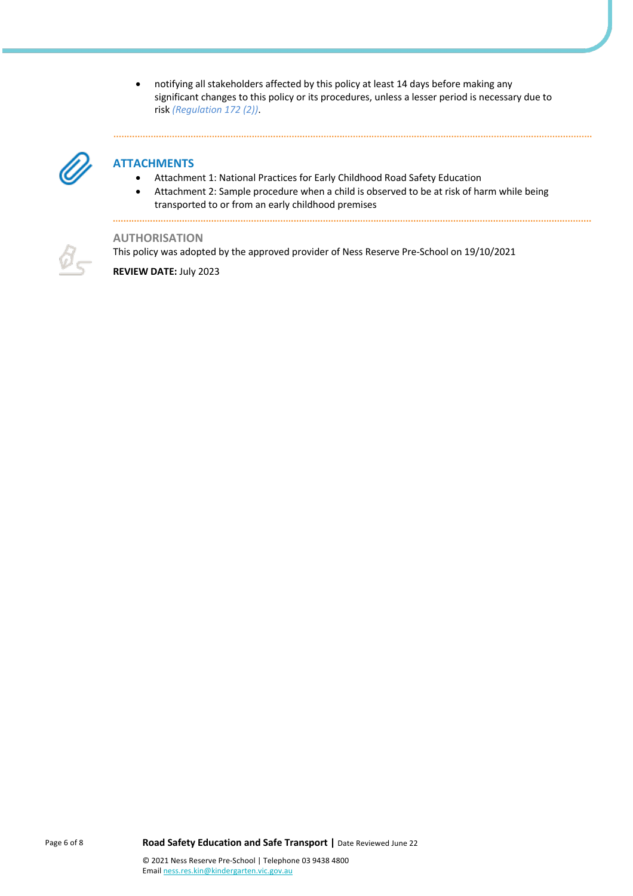- notifying all stakeholders affected by this policy at least 14 days before making any significant changes to this policy or its procedures, unless a lesser period is necessary due to risk *(Regulation 172 (2))*.

## ATTACHMENTS

- Attachment 1: National Practices for Early Childhood Road Safety Education
- Attachment 2: Sample procedure when a child is observed to be at risk of harm while being transported to or from an early childhood premises

## AUTHORISATION

This policy was adopted by the approved provider of Ness Reserve Pre-School on 19/10/2021

**REVIEW DATE:** July 2023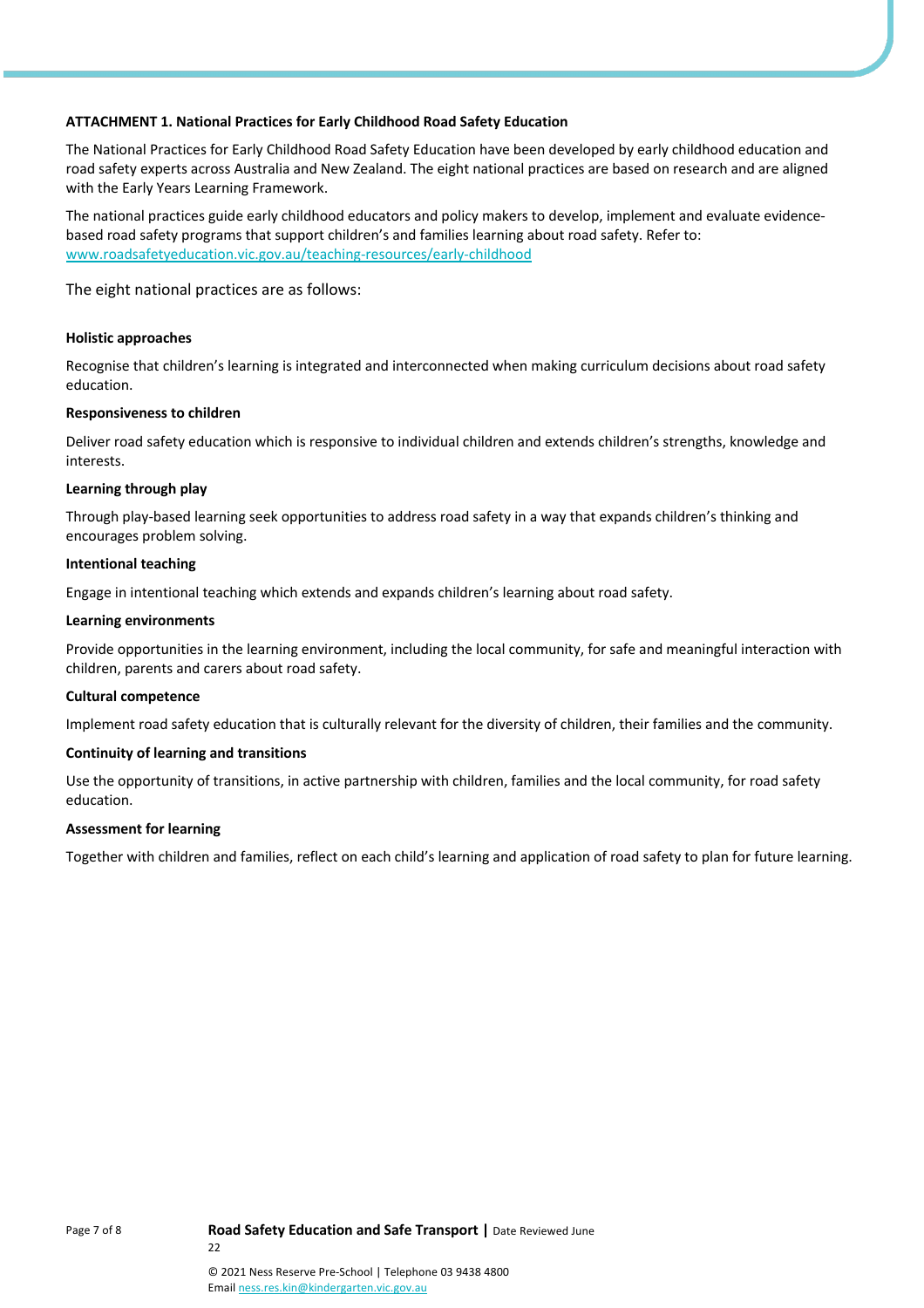## ATTACHMENT 1. National Practices for Early Childhood Road Safety Education

The National Practices for Early Childhood Road Safety Education have been developed by early childhood education and road safety experts across Australia and New Zealand. The eight national practices are based on research and are aligned with the Early Years Learning Framework.

The national practices guide early childhood educators and policy makers to develop, implement and evaluate evidence-based road safety programs that support children's and families learning about road safety. Refer to: www.roadsafetyeducation.vic.gov.au/teaching-resources/early-childhood

The eight national practices are as follows:

**Holistic approaches**

Recognise that children's learning is integrated and interconnected when making curriculum decisions about road safety education.

**Responsiveness to children**

Deliver road safety education which is responsive to individual children and extends children's strengths, knowledge and interests.

**Learning through play**

Through play-based learning seek opportunities to address road safety in a way that expands children's thinking and encourages problem solving.

**Intentional teaching**

Engage in intentional teaching which extends and expands children's learning about road safety.

**Learning environments**

Provide opportunities in the learning environment, including the local community, for safe and meaningful interaction with children, parents and carers about road safety.

**Cultural competence**

Implement road safety education that is culturally relevant for the diversity of children, their families and the community.

**Continuity of learning and transitions**

Use the opportunity of transitions, in active partnership with children, families and the local community, for road safety education.

**Assessment for learning**

Together with children and families, reflect on each child's learning and application of road safety to plan for future learning.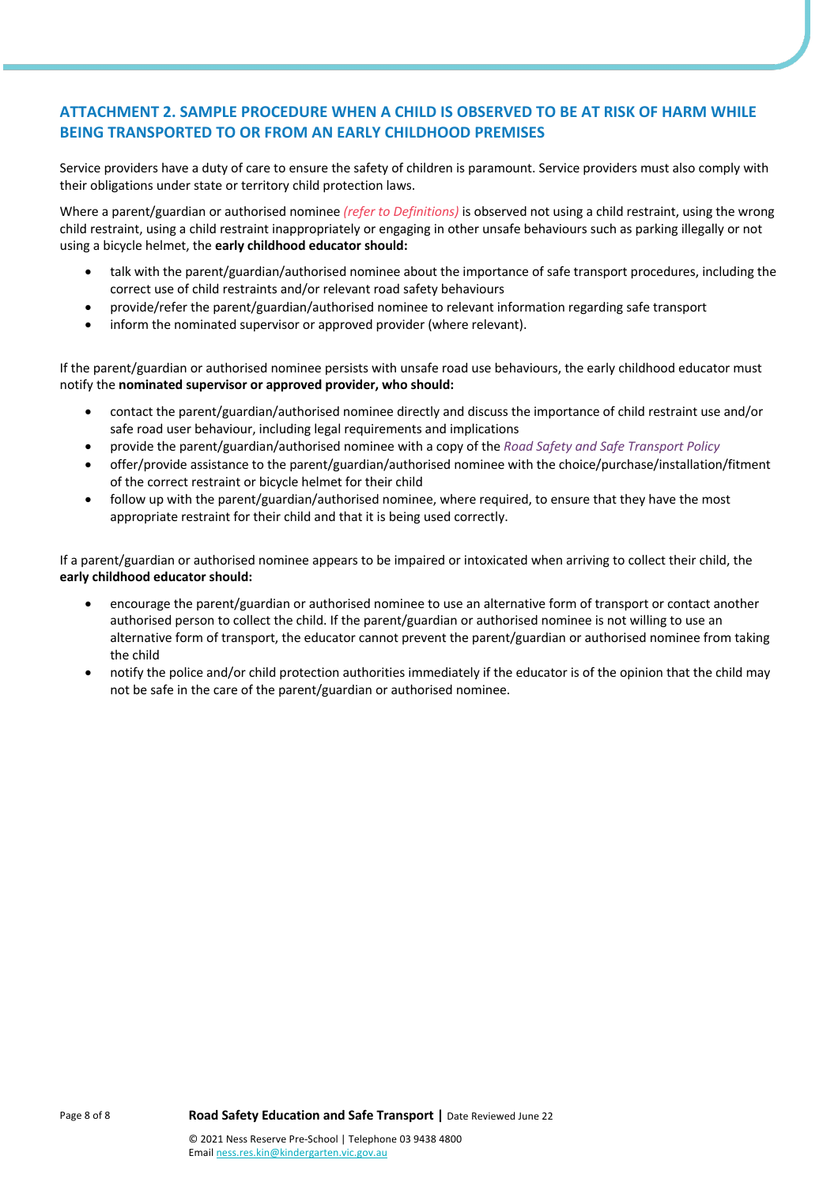## ATTACHMENT 2. SAMPLE PROCEDURE WHEN A CHILD IS OBSERVED TO BE AT RISK OF HARM WHILE BEING TRANSPORTED TO OR FROM AN EARLY CHILDHOOD PREMISES

Service providers have a duty of care to ensure the safety of children is paramount. Service providers must also comply with their obligations under state or territory child protection laws.

Where a parent/guardian or authorised nominee *(refer to Definitions)* is observed not using a child restraint, using the wrong child restraint, using a child restraint inappropriately or engaging in other unsafe behaviours such as parking illegally or not using a bicycle helmet, the **early childhood educator should:**

- talk with the parent/guardian/authorised nominee about the importance of safe transport procedures, including the correct use of child restraints and/or relevant road safety behaviours
- provide/refer the parent/guardian/authorised nominee to relevant information regarding safe transport
- inform the nominated supervisor or approved provider (where relevant).

If the parent/guardian or authorised nominee persists with unsafe road use behaviours, the early childhood educator must notify the **nominated supervisor or approved provider, who should:**

- contact the parent/guardian/authorised nominee directly and discuss the importance of child restraint use and/or safe road user behaviour, including legal requirements and implications
- provide the parent/guardian/authorised nominee with a copy of the *Road Safety and Safe Transport Policy*
- offer/provide assistance to the parent/guardian/authorised nominee with the choice/purchase/installation/fitment of the correct restraint or bicycle helmet for their child
- follow up with the parent/guardian/authorised nominee, where required, to ensure that they have the most appropriate restraint for their child and that it is being used correctly.

If a parent/guardian or authorised nominee appears to be impaired or intoxicated when arriving to collect their child, the **early childhood educator should:**

- encourage the parent/guardian or authorised nominee to use an alternative form of transport or contact another authorised person to collect the child. If the parent/guardian or authorised nominee is not willing to use an alternative form of transport, the educator cannot prevent the parent/guardian or authorised nominee from taking the child
- notify the police and/or child protection authorities immediately if the educator is of the opinion that the child may not be safe in the care of the parent/guardian or authorised nominee.